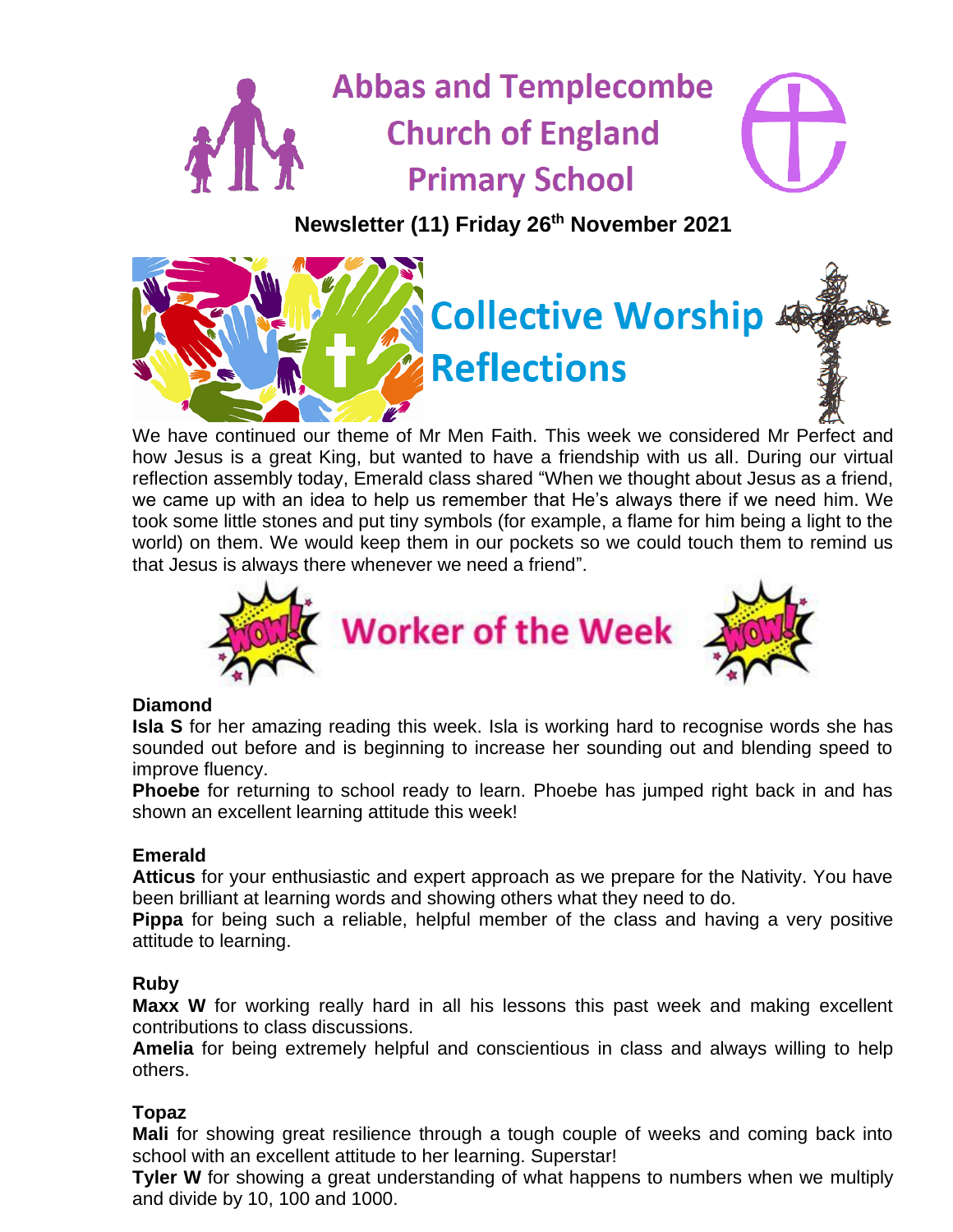# Abbas and Templecombe Church of England Primary School

**Newsletter (11) Friday 26th November 2021**

## Collective Worship Reflections

We have continued our theme of Mr Men Faith. This week we considered Mr Perfect and how Jesus is a great King, but wanted to have a friendship with us all. During our virtual reflection assembly today, Emerald class shared "When we thought about Jesus as a friend, we came up with an idea to help us remember that He's always there if we need him. We took some little stones and put tiny symbols (for example, a flame for him being a light to the world) on them. We would keep them in our pockets so we could touch them to remind us that Jesus is always there whenever we need a friend".

## Worker of the Week

**Diamond**

**Isla S** for her amazing reading this week. Isla is working hard to recognise words she has sounded out before and is beginning to increase her sounding out and blending speed to improve fluency.

**Phoebe** for returning to school ready to learn. Phoebe has jumped right back in and has shown an excellent learning attitude this week!

**Emerald**

**Atticus** for your enthusiastic and expert approach as we prepare for the Nativity. You have been brilliant at learning words and showing others what they need to do.

**Pippa** for being such a reliable, helpful member of the class and having a very positive attitude to learning.

**Ruby**

**Maxx W** for working really hard in all his lessons this past week and making excellent contributions to class discussions.

**Amelia** for being extremely helpful and conscientious in class and always willing to help others.

**Topaz**

**Mali** for showing great resilience through a tough couple of weeks and coming back into school with an excellent attitude to her learning. Superstar!

**Tyler W** for showing a great understanding of what happens to numbers when we multiply and divide by 10, 100 and 1000.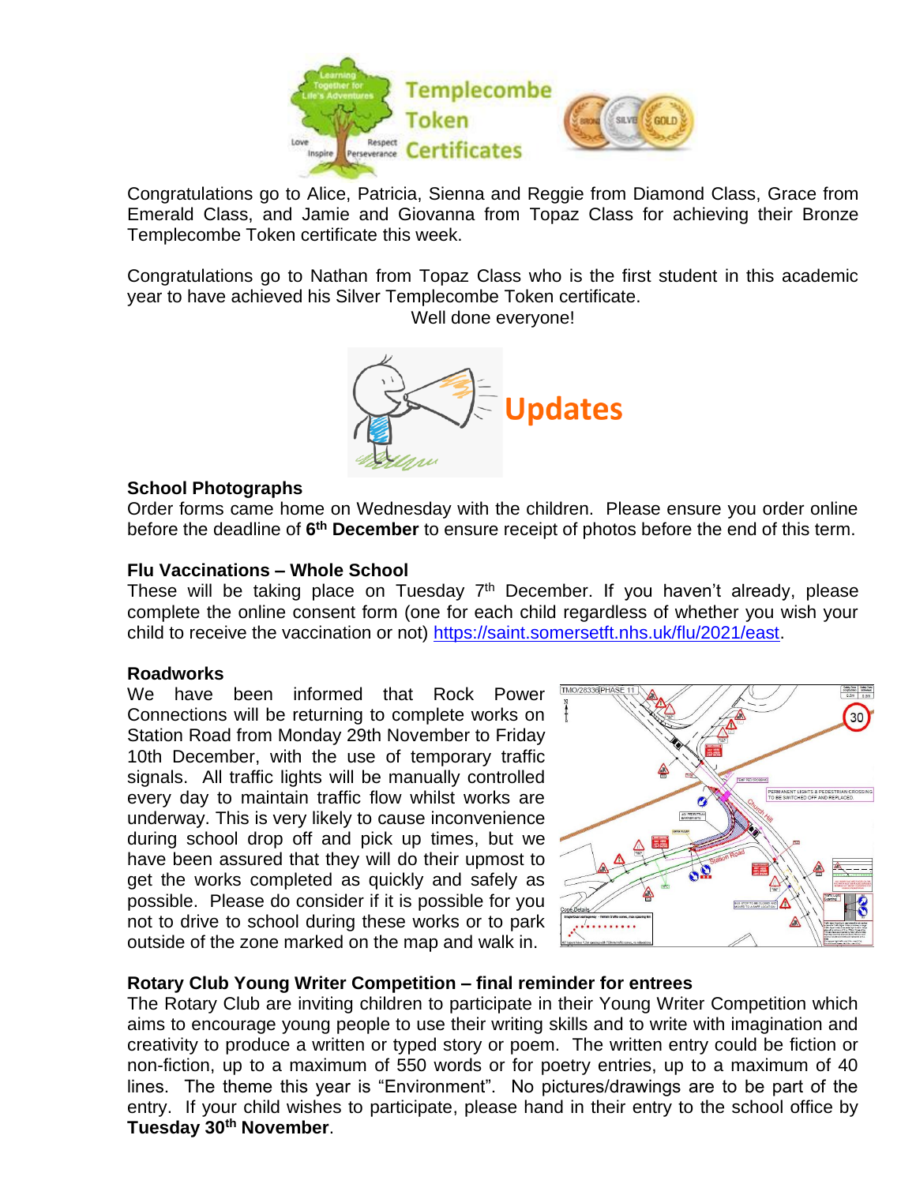# Templecombe Token Certificates

Congratulations go to Alice, Patricia, Sienna and Reggie from Diamond Class, Grace from Emerald Class, and Jamie and Giovanna from Topaz Class for achieving their Bronze Templecombe Token certificate this week.

Congratulations go to Nathan from Topaz Class who is the first student in this academic year to have achieved his Silver Templecombe Token certificate.

Well done everyone!

# Updates

### School Photographs

Order forms came home on Wednesday with the children. Please ensure you order online before the deadline of **6th December** to ensure receipt of photos before the end of this term.

### Flu Vaccinations – Whole School

These will be taking place on Tuesday 7th December. If you haven't already, please complete the online consent form (one for each child regardless of whether you wish your child to receive the vaccination or not) https://saint.somersetft.nhs.uk/flu/2021/east.

### Roadworks

We have been informed that Rock Power Connections will be returning to complete works on Station Road from Monday 29th November to Friday 10th December, with the use of temporary traffic signals. All traffic lights will be manually controlled every day to maintain traffic flow whilst works are underway. This is very likely to cause inconvenience during school drop off and pick up times, but we have been assured that they will do their upmost to get the works completed as quickly and safely as possible. Please do consider if it is possible for you not to drive to school during these works or to park outside of the zone marked on the map and walk in.

### Rotary Club Young Writer Competition – final reminder for entrees

The Rotary Club are inviting children to participate in their Young Writer Competition which aims to encourage young people to use their writing skills and to write with imagination and creativity to produce a written or typed story or poem. The written entry could be fiction or non-fiction, up to a maximum of 550 words or for poetry entries, up to a maximum of 40 lines. The theme this year is "Environment". No pictures/drawings are to be part of the entry. If your child wishes to participate, please hand in their entry to the school office by **Tuesday 30th November**.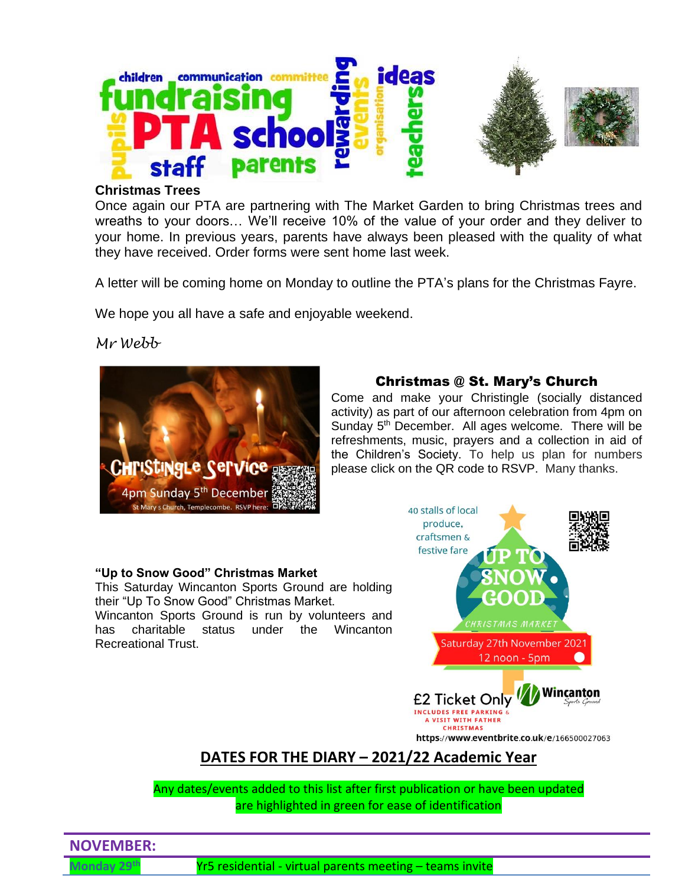### Christmas Trees

Once again our PTA are partnering with The Market Garden to bring Christmas trees and wreaths to your doors… We'll receive 10% of the value of your order and they deliver to your home. In previous years, parents have always been pleased with the quality of what they have received. Order forms were sent home last week.

A letter will be coming home on Monday to outline the PTA's plans for the Christmas Fayre.

We hope you all have a safe and enjoyable weekend.

*Mr Webb*

### Christmas @ St. Mary's Church

Come and make your Christingle (socially distanced activity) as part of our afternoon celebration from 4pm on Sunday 5th December. All ages welcome. There will be refreshments, music, prayers and a collection in aid of the Children's Society. To help us plan for numbers please click on the QR code to RSVP. Many thanks.

### "Up to Snow Good" Christmas Market

This Saturday Wincanton Sports Ground are holding their "Up To Snow Good" Christmas Market.
Wincanton Sports Ground is run by volunteers and has charitable status under the Wincanton Recreational Trust.

https://www.eventbrite.co.uk/e/166500027063

## DATES FOR THE DIARY – 2021/22 Academic Year

Any dates/events added to this list after first publication or have been updated are highlighted in green for ease of identification

| NOVEMBER: | |
|---|---|
| Monday 29th | Yr5 residential - virtual parents meeting – teams invite |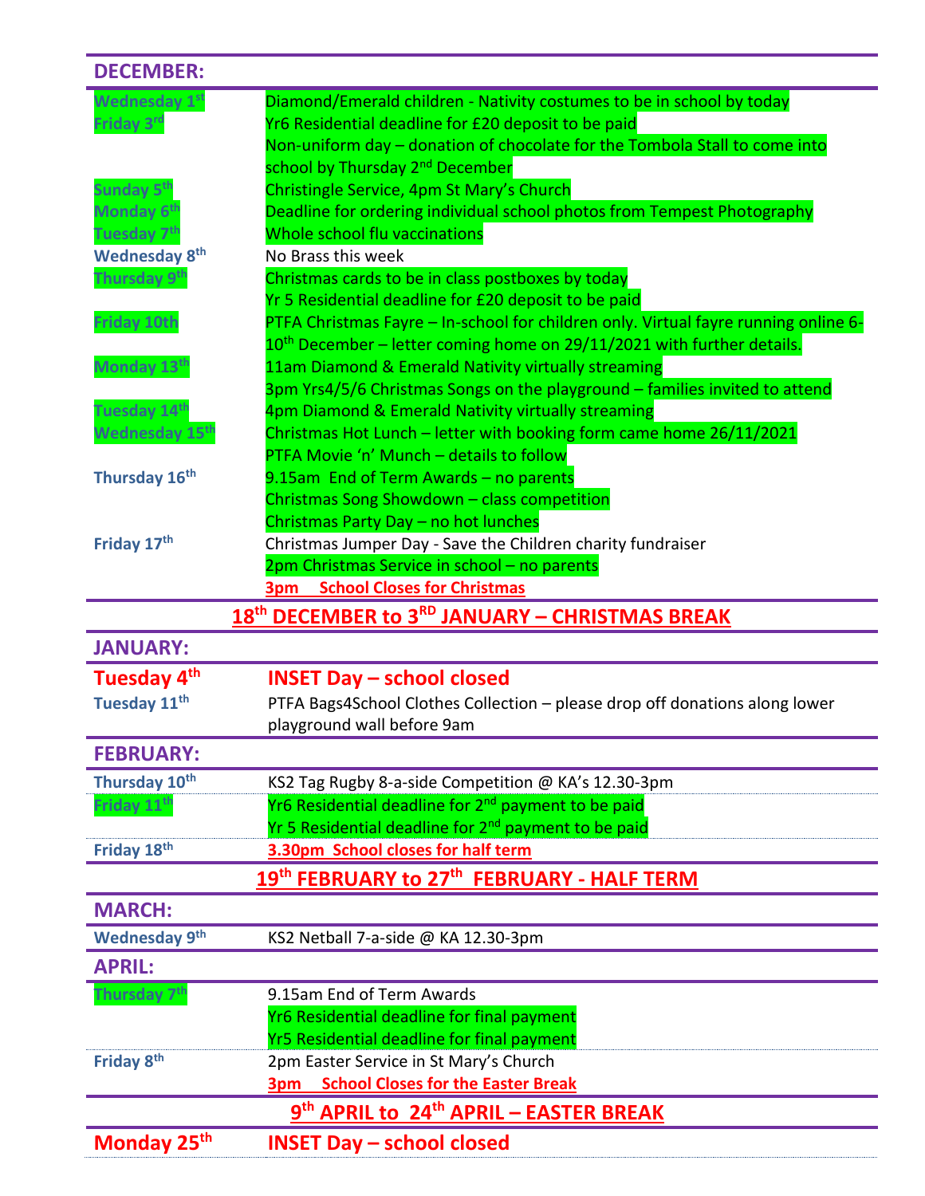## DECEMBER:

| | |
|---|---|
| Wednesday 1st | Diamond/Emerald children - Nativity costumes to be in school by today |
| Friday 3rd | Yr6 Residential deadline for £20 deposit to be paid |
| | Non-uniform day – donation of chocolate for the Tombola Stall to come into school by Thursday 2nd December |
| Sunday 5th | Christingle Service, 4pm St Mary's Church |
| Monday 6th | Deadline for ordering individual school photos from Tempest Photography |
| Tuesday 7th | Whole school flu vaccinations |
| Wednesday 8th | No Brass this week |
| Thursday 9th | Christmas cards to be in class postboxes by today |
| | Yr 5 Residential deadline for £20 deposit to be paid |
| Friday 10th | PTFA Christmas Fayre – In-school for children only. Virtual fayre running online 6-10th December – letter coming home on 29/11/2021 with further details. |
| Monday 13th | 11am Diamond & Emerald Nativity virtually streaming |
| | 3pm Yrs4/5/6 Christmas Songs on the playground – families invited to attend |
| Tuesday 14th | 4pm Diamond & Emerald Nativity virtually streaming |
| Wednesday 15th | Christmas Hot Lunch – letter with booking form came home 26/11/2021 |
| | PTFA Movie 'n' Munch – details to follow |
| Thursday 16th | 9.15am End of Term Awards – no parents |
| | Christmas Song Showdown – class competition |
| | Christmas Party Day – no hot lunches |
| Friday 17th | Christmas Jumper Day - Save the Children charity fundraiser |
| | 2pm Christmas Service in school – no parents |
| | **3pm School Closes for Christmas** |

**18th DECEMBER to 3RD JANUARY – CHRISTMAS BREAK**

## JANUARY:

| | |
|---|---|
| **Tuesday 4th** | **INSET Day – school closed** |
| Tuesday 11th | PTFA Bags4School Clothes Collection – please drop off donations along lower playground wall before 9am |

## FEBRUARY:

| | |
|---|---|
| Thursday 10th | KS2 Tag Rugby 8-a-side Competition @ KA's 12.30-3pm |
| Friday 11th | Yr6 Residential deadline for 2nd payment to be paid |
| | Yr 5 Residential deadline for 2nd payment to be paid |
| Friday 18th | **3.30pm School closes for half term** |

**19th FEBRUARY to 27th FEBRUARY - HALF TERM**

## MARCH:

| | |
|---|---|
| Wednesday 9th | KS2 Netball 7-a-side @ KA 12.30-3pm |

## APRIL:

| | |
|---|---|
| Thursday 7th | 9.15am End of Term Awards |
| | Yr6 Residential deadline for final payment |
| | Yr5 Residential deadline for final payment |
| Friday 8th | 2pm Easter Service in St Mary's Church |
| | **3pm School Closes for the Easter Break** |

**9th APRIL to 24th APRIL – EASTER BREAK**

| | |
|---|---|
| **Monday 25th** | **INSET Day – school closed** |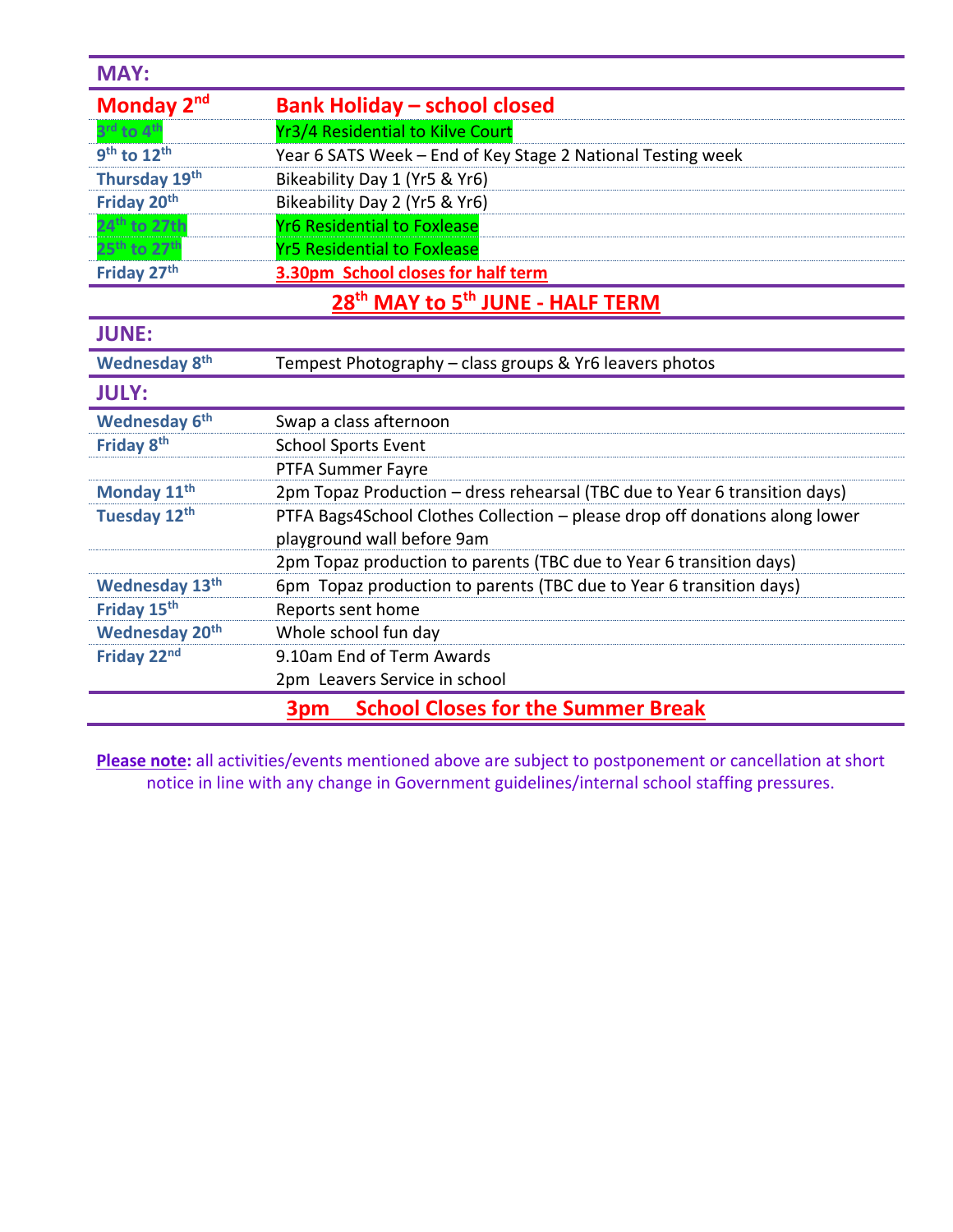| | |
|---|---|
| **MAY:** | |
| **Monday 2nd** | **Bank Holiday – school closed** |
| 3rd to 4th | Yr3/4 Residential to Kilve Court |
| 9th to 12th | Year 6 SATS Week – End of Key Stage 2 National Testing week |
| Thursday 19th | Bikeability Day 1 (Yr5 & Yr6) |
| Friday 20th | Bikeability Day 2 (Yr5 & Yr6) |
| 24th to 27th | Yr6 Residential to Foxlease |
| 25th to 27th | Yr5 Residential to Foxlease |
| Friday 27th | 3.30pm School closes for half term |
| **28th MAY to 5th JUNE - HALF TERM** | |
| **JUNE:** | |
| Wednesday 8th | Tempest Photography – class groups & Yr6 leavers photos |
| **JULY:** | |
| Wednesday 6th | Swap a class afternoon |
| Friday 8th | School Sports Event |
| | PTFA Summer Fayre |
| Monday 11th | 2pm Topaz Production – dress rehearsal (TBC due to Year 6 transition days) |
| Tuesday 12th | PTFA Bags4School Clothes Collection – please drop off donations along lower playground wall before 9am |
| | 2pm Topaz production to parents (TBC due to Year 6 transition days) |
| Wednesday 13th | 6pm Topaz production to parents (TBC due to Year 6 transition days) |
| Friday 15th | Reports sent home |
| Wednesday 20th | Whole school fun day |
| Friday 22nd | 9.10am End of Term Awards |
| | 2pm Leavers Service in school |
| **3pm School Closes for the Summer Break** | |

**Please note:** all activities/events mentioned above are subject to postponement or cancellation at short notice in line with any change in Government guidelines/internal school staffing pressures.